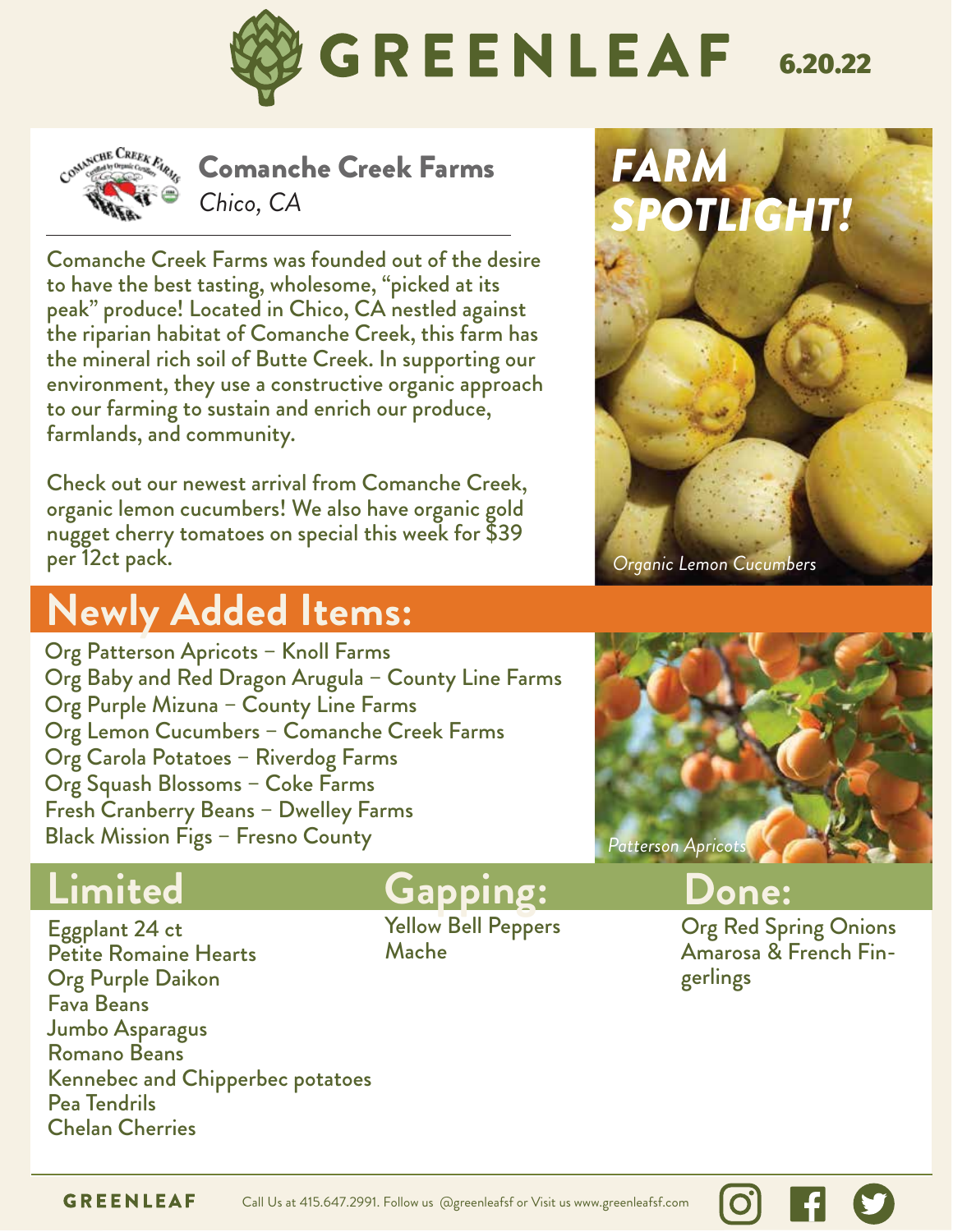# GREENLEAF 6.20.22

## Comanche Creek Farms
*Chico, CA*

Comanche Creek Farms was founded out of the desire to have the best tasting, wholesome, "picked at its peak" produce! Located in Chico, CA nestled against the riparian habitat of Comanche Creek, this farm has the mineral rich soil of Butte Creek. In supporting our environment, they use a constructive organic approach to our farming to sustain and enrich our produce, farmlands, and community.

Check out our newest arrival from Comanche Creek, organic lemon cucumbers! We also have organic gold nugget cherry tomatoes on special this week for $39 per 12ct pack.

## *FARM SPOTLIGHT!*

*Organic Lemon Cucumbers*

## Newly Added Items:

Org Patterson Apricots – Knoll Farms
Org Baby and Red Dragon Arugula – County Line Farms
Org Purple Mizuna – County Line Farms
Org Lemon Cucumbers – Comanche Creek Farms
Org Carola Potatoes – Riverdog Farms
Org Squash Blossoms – Coke Farms
Fresh Cranberry Beans – Dwelley Farms
Black Mission Figs – Fresno County

*Patterson Apricots*

## Limited

Eggplant 24 ct
Petite Romaine Hearts
Org Purple Daikon
Fava Beans
Jumbo Asparagus
Romano Beans
Kennebec and Chipperbec potatoes
Pea Tendrils
Chelan Cherries

## Gapping:

Yellow Bell Peppers
Mache

## Done:

Org Red Spring Onions
Amarosa & French Fingerlings

GREENLEAF Call Us at 415.647.2991. Follow us @greenleafsf or Visit us www.greenleafsf.com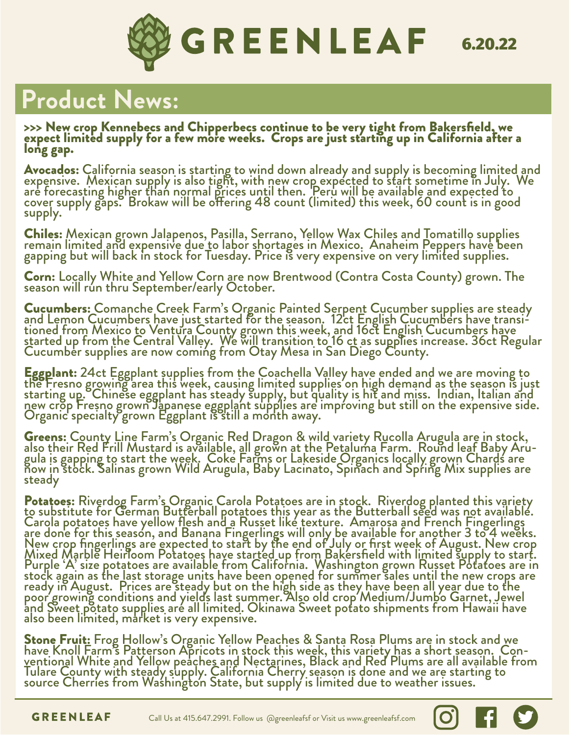# GREENLEAF 6.20.22

## Product News:

**>>> New crop Kennebecs and Chipperbecs continue to be very tight from Bakersfield, we expect limited supply for a few more weeks. Crops are just starting up in California after a long gap.**

**Avocados:** California season is starting to wind down already and supply is becoming limited and expensive. Mexican supply is also tight, with new crop expected to start sometime in July. We are forecasting higher than normal prices until then. Peru will be available and expected to cover supply gaps. Brokaw will be offering 48 count (limited) this week, 60 count is in good supply.

**Chiles:** Mexican grown Jalapenos, Pasilla, Serrano, Yellow Wax Chiles and Tomatillo supplies remain limited and expensive due to labor shortages in Mexico. Anaheim Peppers have been gapping but will back in stock for Tuesday. Price is very expensive on very limited supplies.

**Corn:** Locally White and Yellow Corn are now Brentwood (Contra Costa County) grown. The season will run thru September/early October.

**Cucumbers:** Comanche Creek Farm's Organic Painted Serpent Cucumber supplies are steady and Lemon Cucumbers have just started for the season. 12ct English Cucumbers have transitioned from Mexico to Ventura County grown this week, and 16ct English Cucumbers have started up from the Central Valley. We will transition to 16 ct as supplies increase. 36ct Regular Cucumber supplies are now coming from Otay Mesa in San Diego County.

**Eggplant:** 24ct Eggplant supplies from the Coachella Valley have ended and we are moving to the Fresno growing area this week, causing limited supplies on high demand as the season is just starting up. Chinese eggplant has steady supply, but quality is hit and miss. Indian, Italian and new crop Fresno grown Japanese eggplant supplies are improving but still on the expensive side. Organic specialty grown Eggplant is still a month away.

**Greens:** County Line Farm's Organic Red Dragon & wild variety Rucolla Arugula are in stock, also their Red Frill Mustard is available, all grown at the Petaluma Farm. Round leaf Baby Arugula is gapping to start the week. Coke Farms or Lakeside Organics locally grown Chards are now in stock. Salinas grown Wild Arugula, Baby Lacinato, Spinach and Spring Mix supplies are steady

**Potatoes:** Riverdog Farm's Organic Carola Potatoes are in stock. Riverdog planted this variety to substitute for German Butterball potatoes this year as the Butterball seed was not available. Carola potatoes have yellow flesh and a Russet like texture. Amarosa and French Fingerlings are done for this season, and Banana Fingerlings will only be available for another 3 to 4 weeks. New crop fingerlings are expected to start by the end of July or first week of August. New crop Mixed Marble Heirloom Potatoes have started up from Bakersfield with limited supply to start. Purple 'A' size potatoes are available from California. Washington grown Russet Potatoes are in stock again as the last storage units have been opened for summer sales until the new crops are ready in August. Prices are steady but on the high side as they have been all year due to the poor growing conditions and yields last summer. Also old crop Medium/Jumbo Garnet, Jewel and Sweet potato supplies are all limited. Okinawa Sweet potato shipments from Hawaii have also been limited, market is very expensive.

**Stone Fruit:** Frog Hollow's Organic Yellow Peaches & Santa Rosa Plums are in stock and we have Knoll Farm's Patterson Apricots in stock this week, this variety has a short season. Conventional White and Yellow peaches and Nectarines, Black and Red Plums are all available from Tulare County with steady supply. California Cherry season is done and we are starting to source Cherries from Washington State, but supply is limited due to weather issues.

GREENLEAF Call Us at 415.647.2991. Follow us @greenleafsf or Visit us www.greenleafsf.com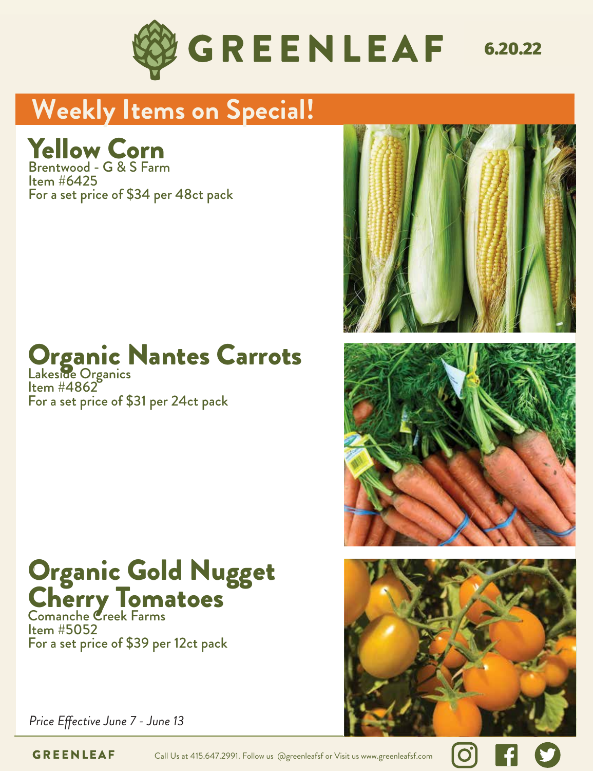# GREENLEAF

6.20.22

## Weekly Items on Special!

### Yellow Corn

Brentwood - G & S Farm
Item #6425
For a set price of $34 per 48ct pack

### Organic Nantes Carrots

Lakeside Organics
Item #4862
For a set price of $31 per 24ct pack

### Organic Gold Nugget Cherry Tomatoes

Comanche Creek Farms
Item #5052
For a set price of $39 per 12ct pack

*Price Effective June 7 - June 13*

GREENLEAF Call Us at 415.647.2991. Follow us @greenleafsf or Visit us www.greenleafsf.com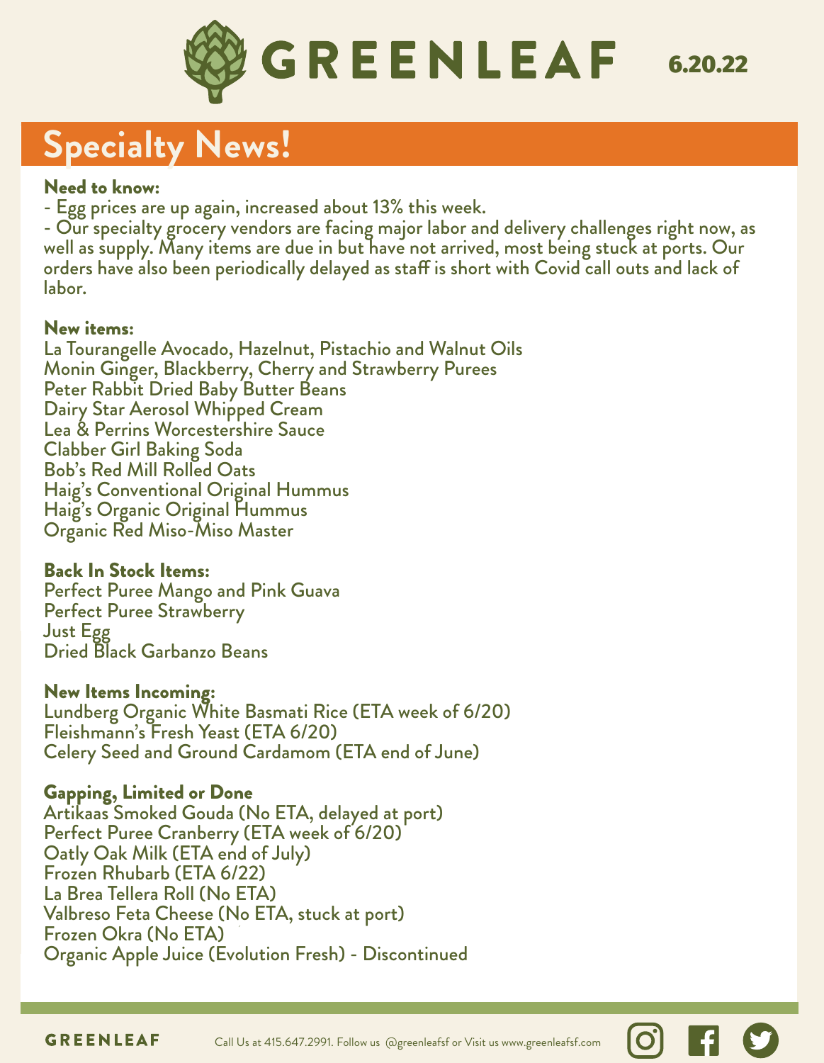# GREENLEAF

6.20.22

## Specialty News!

### Need to know:

- Egg prices are up again, increased about 13% this week.
- Our specialty grocery vendors are facing major labor and delivery challenges right now, as well as supply. Many items are due in but have not arrived, most being stuck at ports. Our orders have also been periodically delayed as staff is short with Covid call outs and lack of labor.

### New items:

La Tourangelle Avocado, Hazelnut, Pistachio and Walnut Oils
Monin Ginger, Blackberry, Cherry and Strawberry Purees
Peter Rabbit Dried Baby Butter Beans
Dairy Star Aerosol Whipped Cream
Lea & Perrins Worcestershire Sauce
Clabber Girl Baking Soda
Bob's Red Mill Rolled Oats
Haig's Conventional Original Hummus
Haig's Organic Original Hummus
Organic Red Miso-Miso Master

### Back In Stock Items:

Perfect Puree Mango and Pink Guava
Perfect Puree Strawberry
Just Egg
Dried Black Garbanzo Beans

### New Items Incoming:

Lundberg Organic White Basmati Rice (ETA week of 6/20)
Fleishmann's Fresh Yeast (ETA 6/20)
Celery Seed and Ground Cardamom (ETA end of June)

### Gapping, Limited or Done

Artikaas Smoked Gouda (No ETA, delayed at port)
Perfect Puree Cranberry (ETA week of 6/20)
Oatly Oak Milk (ETA end of July)
Frozen Rhubarb (ETA 6/22)
La Brea Tellera Roll (No ETA)
Valbreso Feta Cheese (No ETA, stuck at port)
Frozen Okra (No ETA)
Organic Apple Juice (Evolution Fresh) - Discontinued

GREENLEAF Call Us at 415.647.2991. Follow us @greenleafsf or Visit us www.greenleafsf.com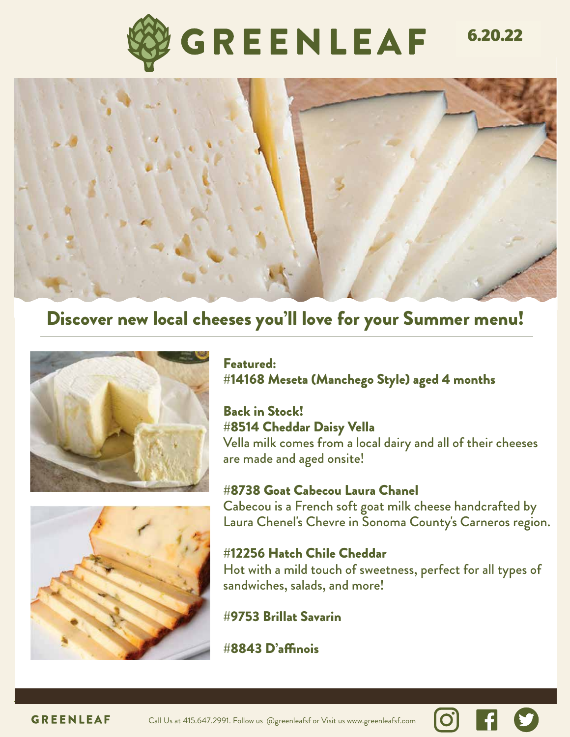# GREENLEAF

6.20.22

## Discover new local cheeses you'll love for your Summer menu!

**Featured:**
**#14168 Meseta (Manchego Style) aged 4 months**

**Back in Stock!**
**#8514 Cheddar Daisy Vella**
Vella milk comes from a local dairy and all of their cheeses are made and aged onsite!

**#8738 Goat Cabecou Laura Chanel**
Cabecou is a French soft goat milk cheese handcrafted by Laura Chenel's Chevre in Sonoma County's Carneros region.

**#12256 Hatch Chile Cheddar**
Hot with a mild touch of sweetness, perfect for all types of sandwiches, salads, and more!

**#9753 Brillat Savarin**

**#8843 D'affinois**

GREENLEAF

Call Us at 415.647.2991. Follow us @greenleafsf or Visit us www.greenleafsf.com